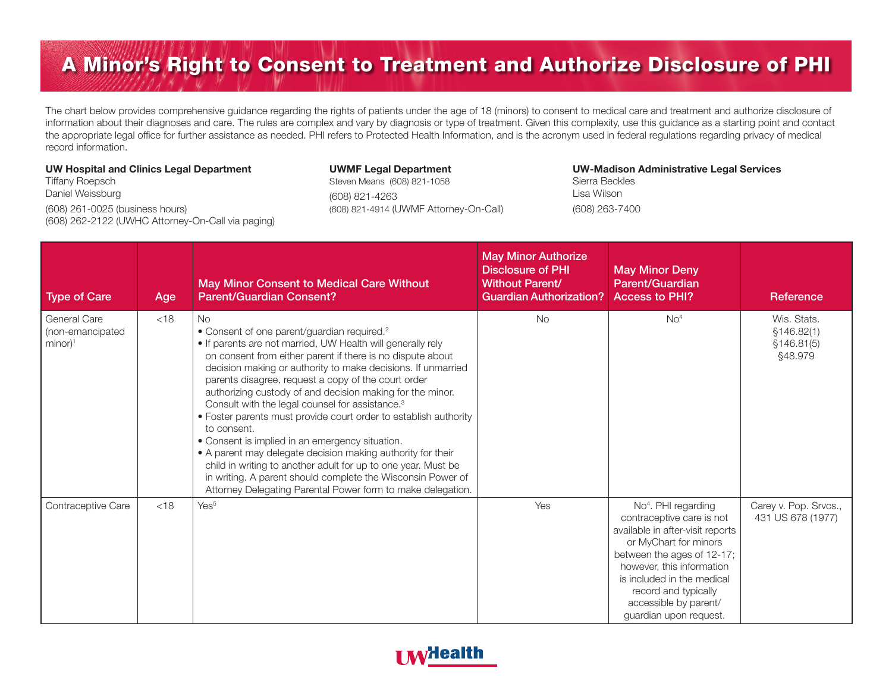# A Minor's Right to Consent to Treatment and Authorize Disclosure of PHI

The chart below provides comprehensive guidance regarding the rights of patients under the age of 18 (minors) to consent to medical care and treatment and authorize disclosure of information about their diagnoses and care. The rules are complex and vary by diagnosis or type of treatment. Given this complexity, use this guidance as a starting point and contact the appropriate legal office for further assistance as needed. PHI refers to Protected Health Information, and is the acronym used in federal regulations regarding privacy of medical record information.

**UW Hospital and Clinics Legal Department**
Tiffany Roepsch
Daniel Weissburg
(608) 261-0025 (business hours)
(608) 262-2122 (UWHC Attorney-On-Call via paging)

**UWMF Legal Department**
Steven Means (608) 821-1058
(608) 821-4263
(608) 821-4914 (UWMF Attorney-On-Call)

**UW-Madison Administrative Legal Services**
Sierra Beckles
Lisa Wilson
(608) 263-7400

| Type of Care | Age | May Minor Consent to Medical Care Without Parent/Guardian Consent? | May Minor Authorize Disclosure of PHI Without Parent/ Guardian Authorization? | May Minor Deny Parent/Guardian Access to PHI? | Reference |
|---|---|---|---|---|---|
| General Care (non-emancipated minor)[1] | <18 | No<br>• Consent of one parent/guardian required.[2]<br>• If parents are not married, UW Health will generally rely on consent from either parent if there is no dispute about decision making or authority to make decisions. If unmarried parents disagree, request a copy of the court order authorizing custody of and decision making for the minor. Consult with the legal counsel for assistance.[3]<br>• Foster parents must provide court order to establish authority to consent.<br>• Consent is implied in an emergency situation.<br>• A parent may delegate decision making authority for their child in writing to another adult for up to one year. Must be in writing. A parent should complete the Wisconsin Power of Attorney Delegating Parental Power form to make delegation. | No | No[4] | Wis. Stats. §146.82(1) §146.81(5) §48.979 |
| Contraceptive Care | <18 | Yes[5] | Yes | No[4]. PHI regarding contraceptive care is not available in after-visit reports or MyChart for minors between the ages of 12-17; however, this information is included in the medical record and typically accessible by parent/ guardian upon request. | Carey v. Pop. Srvcs., 431 US 678 (1977) |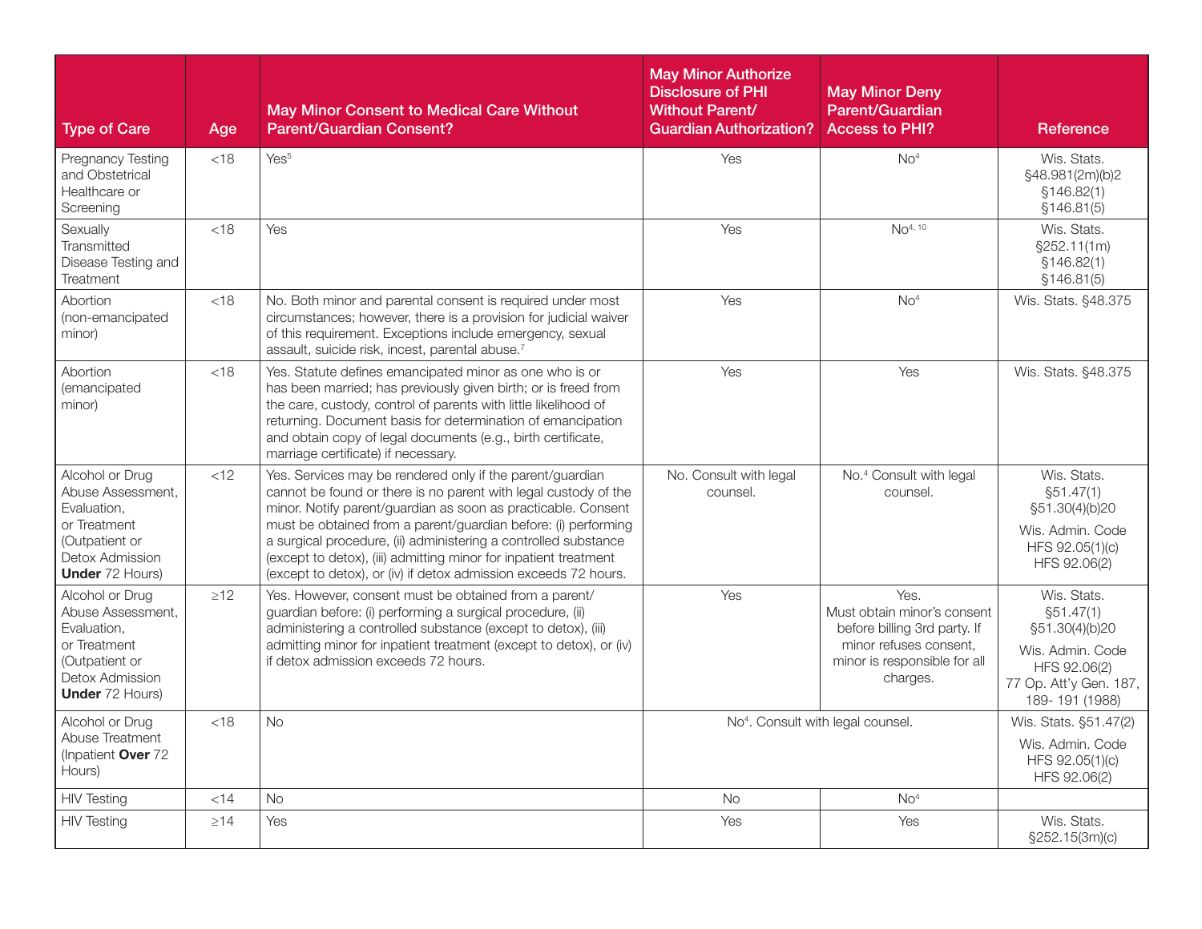| Type of Care | Age | May Minor Consent to Medical Care Without Parent/Guardian Consent? | May Minor Authorize Disclosure of PHI Without Parent/ Guardian Authorization? | May Minor Deny Parent/Guardian Access to PHI? | Reference |
|---|---|---|---|---|---|
| Pregnancy Testing and Obstetrical Healthcare or Screening | <18 | Yes[5] | Yes | No[4] | Wis. Stats. §48.981(2m)(b)2 §146.82(1) §146.81(5) |
| Sexually Transmitted Disease Testing and Treatment | <18 | Yes | Yes | No[4, 10] | Wis. Stats. §252.11(1m) §146.82(1) §146.81(5) |
| Abortion (non-emancipated minor) | <18 | No. Both minor and parental consent is required under most circumstances; however, there is a provision for judicial waiver of this requirement. Exceptions include emergency, sexual assault, suicide risk, incest, parental abuse.[7] | Yes | No[4] | Wis. Stats. §48.375 |
| Abortion (emancipated minor) | <18 | Yes. Statute defines emancipated minor as one who is or has been married; has previously given birth; or is freed from the care, custody, control of parents with little likelihood of returning. Document basis for determination of emancipation and obtain copy of legal documents (e.g., birth certificate, marriage certificate) if necessary. | Yes | Yes | Wis. Stats. §48.375 |
| Alcohol or Drug Abuse Assessment, Evaluation, or Treatment (Outpatient or Detox Admission **Under** 72 Hours) | <12 | Yes. Services may be rendered only if the parent/guardian cannot be found or there is no parent with legal custody of the minor. Notify parent/guardian as soon as practicable. Consent must be obtained from a parent/guardian before: (i) performing a surgical procedure, (ii) administering a controlled substance (except to detox), (iii) admitting minor for inpatient treatment (except to detox), or (iv) if detox admission exceeds 72 hours. | No. Consult with legal counsel. | No.[4] Consult with legal counsel. | Wis. Stats. §51.47(1) §51.30(4)(b)20 Wis. Admin. Code HFS 92.05(1)(c) HFS 92.06(2) |
| Alcohol or Drug Abuse Assessment, Evaluation, or Treatment (Outpatient or Detox Admission **Under** 72 Hours) | ≥12 | Yes. However, consent must be obtained from a parent/ guardian before: (i) performing a surgical procedure, (ii) administering a controlled substance (except to detox), (iii) admitting minor for inpatient treatment (except to detox), or (iv) if detox admission exceeds 72 hours. | Yes | Yes. Must obtain minor's consent before billing 3rd party. If minor refuses consent, minor is responsible for all charges. | Wis. Stats. §51.47(1) §51.30(4)(b)20 Wis. Admin. Code HFS 92.06(2) 77 Op. Att'y Gen. 187, 189- 191 (1988) |
| Alcohol or Drug Abuse Treatment (Inpatient **Over** 72 Hours) | <18 | No | No[4]. Consult with legal counsel. | | Wis. Stats. §51.47(2) Wis. Admin. Code HFS 92.05(1)(c) HFS 92.06(2) |
| HIV Testing | <14 | No | No | No[4] | |
| HIV Testing | ≥14 | Yes | Yes | Yes | Wis. Stats. §252.15(3m)(c) |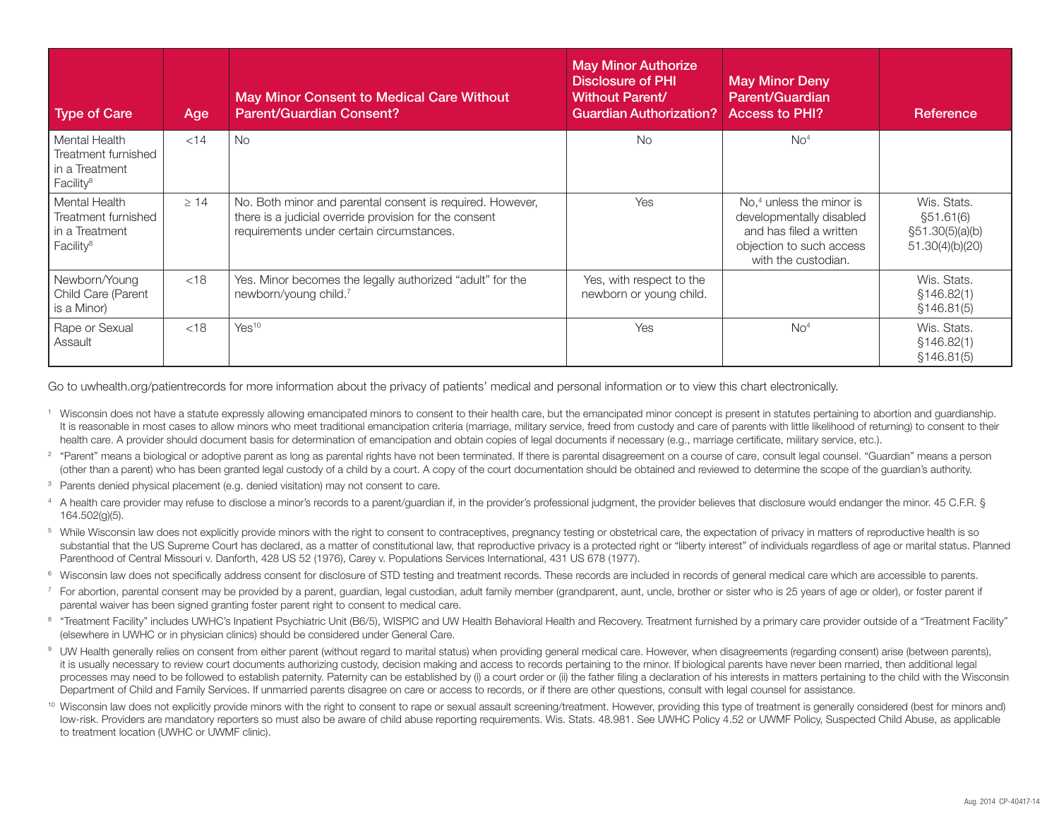| Type of Care | Age | May Minor Consent to Medical Care Without Parent/Guardian Consent? | May Minor Authorize Disclosure of PHI Without Parent/ Guardian Authorization? | May Minor Deny Parent/Guardian Access to PHI? | Reference |
|---|---|---|---|---|---|
| Mental Health Treatment furnished in a Treatment Facility[8] | <14 | No | No | No[4] | |
| Mental Health Treatment furnished in a Treatment Facility[8] | ≥ 14 | No. Both minor and parental consent is required. However, there is a judicial override provision for the consent requirements under certain circumstances. | Yes | No,[4] unless the minor is developmentally disabled and has filed a written objection to such access with the custodian. | Wis. Stats. §51.61(6) §51.30(5)(a)(b) 51.30(4)(b)(20) |
| Newborn/Young Child Care (Parent is a Minor) | <18 | Yes. Minor becomes the legally authorized "adult" for the newborn/young child.[7] | Yes, with respect to the newborn or young child. | | Wis. Stats. §146.82(1) §146.81(5) |
| Rape or Sexual Assault | <18 | Yes[10] | Yes | No[4] | Wis. Stats. §146.82(1) §146.81(5) |

Go to uwhealth.org/patientrecords for more information about the privacy of patients' medical and personal information or to view this chart electronically.

[1] Wisconsin does not have a statute expressly allowing emancipated minors to consent to their health care, but the emancipated minor concept is present in statutes pertaining to abortion and guardianship. It is reasonable in most cases to allow minors who meet traditional emancipation criteria (marriage, military service, freed from custody and care of parents with little likelihood of returning) to consent to their health care. A provider should document basis for determination of emancipation and obtain copies of legal documents if necessary (e.g., marriage certificate, military service, etc.).

[2] "Parent" means a biological or adoptive parent as long as parental rights have not been terminated. If there is parental disagreement on a course of care, consult legal counsel. "Guardian" means a person (other than a parent) who has been granted legal custody of a child by a court. A copy of the court documentation should be obtained and reviewed to determine the scope of the guardian's authority.

[3] Parents denied physical placement (e.g. denied visitation) may not consent to care.

[4] A health care provider may refuse to disclose a minor's records to a parent/guardian if, in the provider's professional judgment, the provider believes that disclosure would endanger the minor. 45 C.F.R. § 164.502(g)(5).

[5] While Wisconsin law does not explicitly provide minors with the right to consent to contraceptives, pregnancy testing or obstetrical care, the expectation of privacy in matters of reproductive health is so substantial that the US Supreme Court has declared, as a matter of constitutional law, that reproductive privacy is a protected right or "liberty interest" of individuals regardless of age or marital status. Planned Parenthood of Central Missouri v. Danforth, 428 US 52 (1976), Carey v. Populations Services International, 431 US 678 (1977).

[6] Wisconsin law does not specifically address consent for disclosure of STD testing and treatment records. These records are included in records of general medical care which are accessible to parents.

[7] For abortion, parental consent may be provided by a parent, guardian, legal custodian, adult family member (grandparent, aunt, uncle, brother or sister who is 25 years of age or older), or foster parent if parental waiver has been signed granting foster parent right to consent to medical care.

[8] "Treatment Facility" includes UWHC's Inpatient Psychiatric Unit (B6/5), WISPIC and UW Health Behavioral Health and Recovery. Treatment furnished by a primary care provider outside of a "Treatment Facility" (elsewhere in UWHC or in physician clinics) should be considered under General Care.

[9] UW Health generally relies on consent from either parent (without regard to marital status) when providing general medical care. However, when disagreements (regarding consent) arise (between parents), it is usually necessary to review court documents authorizing custody, decision making and access to records pertaining to the minor. If biological parents have never been married, then additional legal processes may need to be followed to establish paternity. Paternity can be established by (i) a court order or (ii) the father filing a declaration of his interests in matters pertaining to the child with the Wisconsin Department of Child and Family Services. If unmarried parents disagree on care or access to records, or if there are other questions, consult with legal counsel for assistance.

[10] Wisconsin law does not explicitly provide minors with the right to consent to rape or sexual assault screening/treatment. However, providing this type of treatment is generally considered (best for minors and) low-risk. Providers are mandatory reporters so must also be aware of child abuse reporting requirements. Wis. Stats. 48.981. See UWHC Policy 4.52 or UWMF Policy, Suspected Child Abuse, as applicable to treatment location (UWHC or UWMF clinic).

Aug. 2014 CP-40417-14